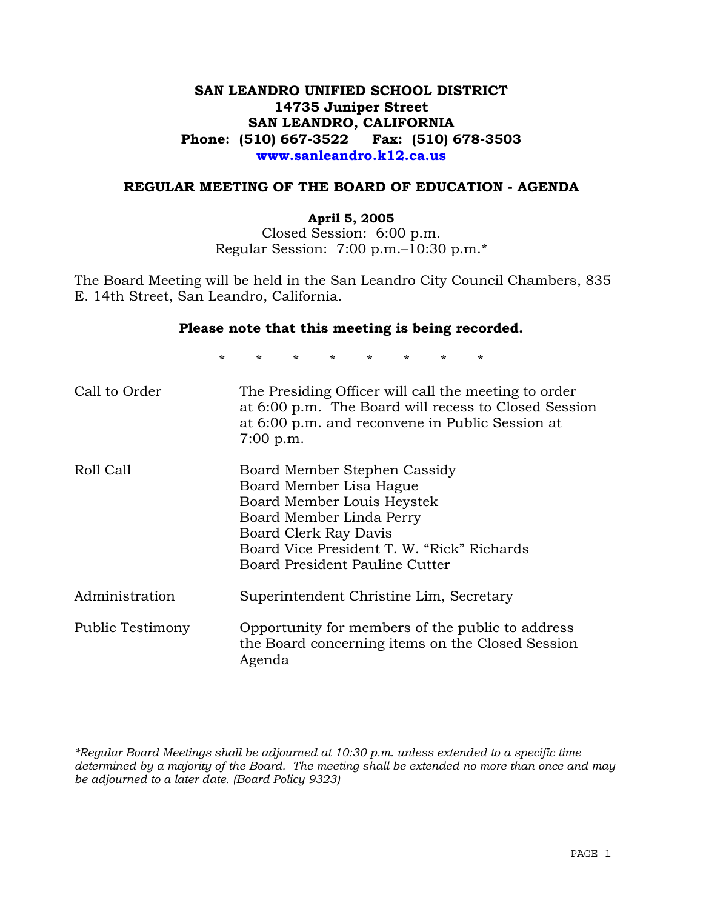# SAN LEANDRO UNIFIED SCHOOL DISTRICT
**14735 Juniper Street**
**SAN LEANDRO, CALIFORNIA**
**Phone: (510) 667-3522 Fax: (510) 678-3503**
**www.sanleandro.k12.ca.us**

## REGULAR MEETING OF THE BOARD OF EDUCATION - AGENDA

**April 5, 2005**
Closed Session: 6:00 p.m.
Regular Session: 7:00 p.m.–10:30 p.m.*

The Board Meeting will be held in the San Leandro City Council Chambers, 835 E. 14th Street, San Leandro, California.

**Please note that this meeting is being recorded.**

\* \* \* \* \* \* \* \*

| | |
|---|---|
| Call to Order | The Presiding Officer will call the meeting to order at 6:00 p.m. The Board will recess to Closed Session at 6:00 p.m. and reconvene in Public Session at 7:00 p.m. |
| Roll Call | Board Member Stephen Cassidy<br>Board Member Lisa Hague<br>Board Member Louis Heystek<br>Board Member Linda Perry<br>Board Clerk Ray Davis<br>Board Vice President T. W. "Rick" Richards<br>Board President Pauline Cutter |
| Administration | Superintendent Christine Lim, Secretary |
| Public Testimony | Opportunity for members of the public to address the Board concerning items on the Closed Session Agenda |

*\*Regular Board Meetings shall be adjourned at 10:30 p.m. unless extended to a specific time determined by a majority of the Board. The meeting shall be extended no more than once and may be adjourned to a later date. (Board Policy 9323)*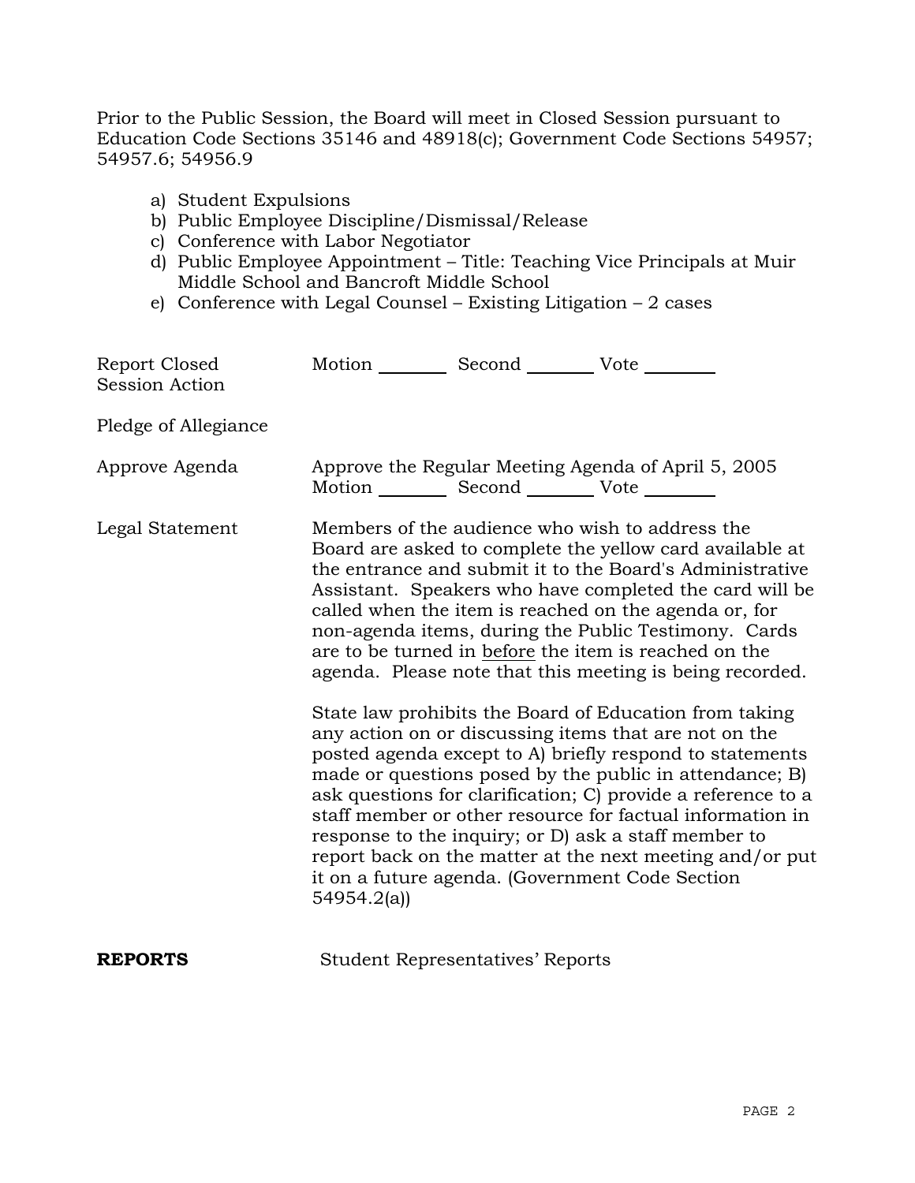Prior to the Public Session, the Board will meet in Closed Session pursuant to Education Code Sections 35146 and 48918(c); Government Code Sections 54957; 54957.6; 54956.9

a) Student Expulsions
b) Public Employee Discipline/Dismissal/Release
c) Conference with Labor Negotiator
d) Public Employee Appointment – Title: Teaching Vice Principals at Muir Middle School and Bancroft Middle School
e) Conference with Legal Counsel – Existing Litigation – 2 cases

Report Closed Session Action — Motion ________ Second ________ Vote ________

Pledge of Allegiance

Approve Agenda — Approve the Regular Meeting Agenda of April 5, 2005
Motion ________ Second ________ Vote ________

Legal Statement — Members of the audience who wish to address the Board are asked to complete the yellow card available at the entrance and submit it to the Board's Administrative Assistant. Speakers who have completed the card will be called when the item is reached on the agenda or, for non-agenda items, during the Public Testimony. Cards are to be turned in <u>before</u> the item is reached on the agenda. Please note that this meeting is being recorded.

State law prohibits the Board of Education from taking any action on or discussing items that are not on the posted agenda except to A) briefly respond to statements made or questions posed by the public in attendance; B) ask questions for clarification; C) provide a reference to a staff member or other resource for factual information in response to the inquiry; or D) ask a staff member to report back on the matter at the next meeting and/or put it on a future agenda. (Government Code Section 54954.2(a))

**REPORTS** — Student Representatives' Reports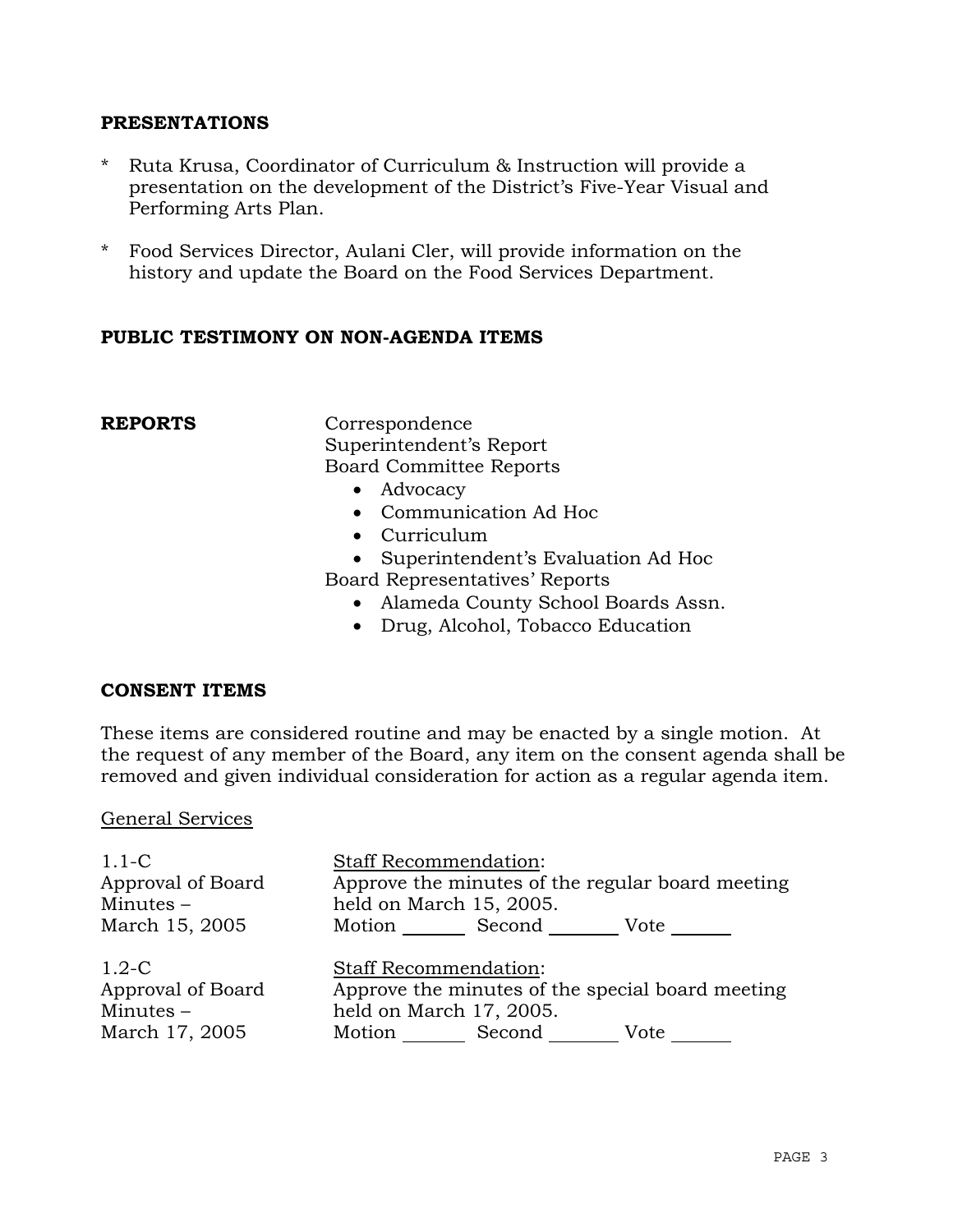## PRESENTATIONS

- * Ruta Krusa, Coordinator of Curriculum & Instruction will provide a presentation on the development of the District's Five-Year Visual and Performing Arts Plan.
- * Food Services Director, Aulani Cler, will provide information on the history and update the Board on the Food Services Department.

## PUBLIC TESTIMONY ON NON-AGENDA ITEMS

## REPORTS

Correspondence
Superintendent's Report
Board Committee Reports

- Advocacy
- Communication Ad Hoc
- Curriculum
- Superintendent's Evaluation Ad Hoc

Board Representatives' Reports

- Alameda County School Boards Assn.
- Drug, Alcohol, Tobacco Education

## CONSENT ITEMS

These items are considered routine and may be enacted by a single motion. At the request of any member of the Board, any item on the consent agenda shall be removed and given individual consideration for action as a regular agenda item.

General Services

1.1-C
Approval of Board Minutes – March 15, 2005

Staff Recommendation:
Approve the minutes of the regular board meeting held on March 15, 2005.
Motion _______ Second _______ Vote _______

1.2-C
Approval of Board Minutes – March 17, 2005

Staff Recommendation:
Approve the minutes of the special board meeting held on March 17, 2005.
Motion _______ Second _______ Vote _______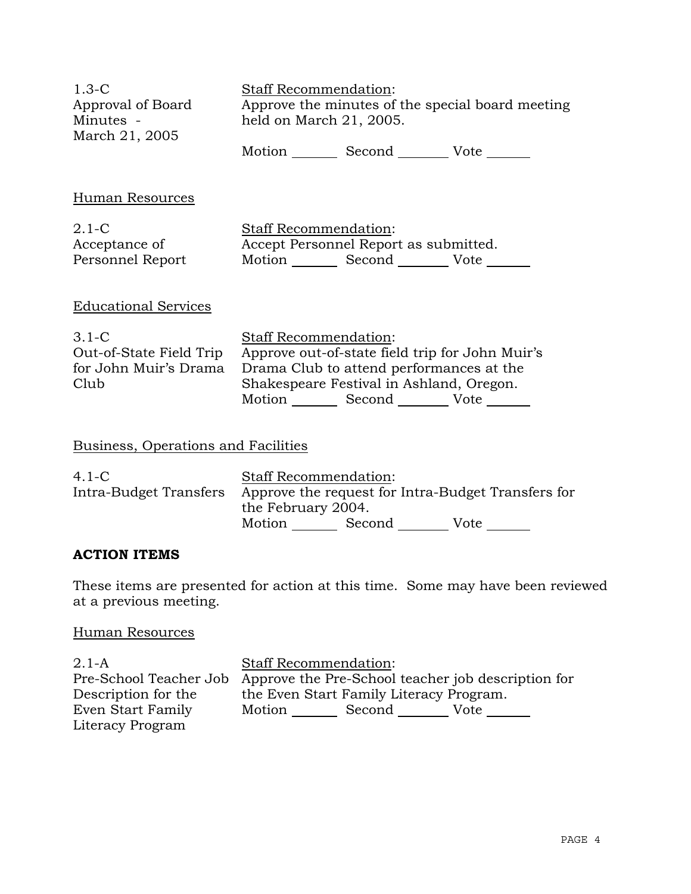1.3-C
Approval of Board Minutes - March 21, 2005

Staff Recommendation:
Approve the minutes of the special board meeting held on March 21, 2005.

Motion _______ Second _______ Vote _______

Human Resources

2.1-C
Acceptance of Personnel Report

Staff Recommendation:
Accept Personnel Report as submitted.

Motion _______ Second _______ Vote _______

Educational Services

3.1-C
Out-of-State Field Trip for John Muir's Drama Club

Staff Recommendation:
Approve out-of-state field trip for John Muir's Drama Club to attend performances at the Shakespeare Festival in Ashland, Oregon.

Motion _______ Second _______ Vote _______

Business, Operations and Facilities

4.1-C
Intra-Budget Transfers

Staff Recommendation:
Approve the request for Intra-Budget Transfers for the February 2004.

Motion _______ Second _______ Vote _______

**ACTION ITEMS**

These items are presented for action at this time. Some may have been reviewed at a previous meeting.

Human Resources

2.1-A
Pre-School Teacher Job Description for the Even Start Family Literacy Program

Staff Recommendation:
Approve the Pre-School teacher job description for the Even Start Family Literacy Program.

Motion _______ Second _______ Vote _______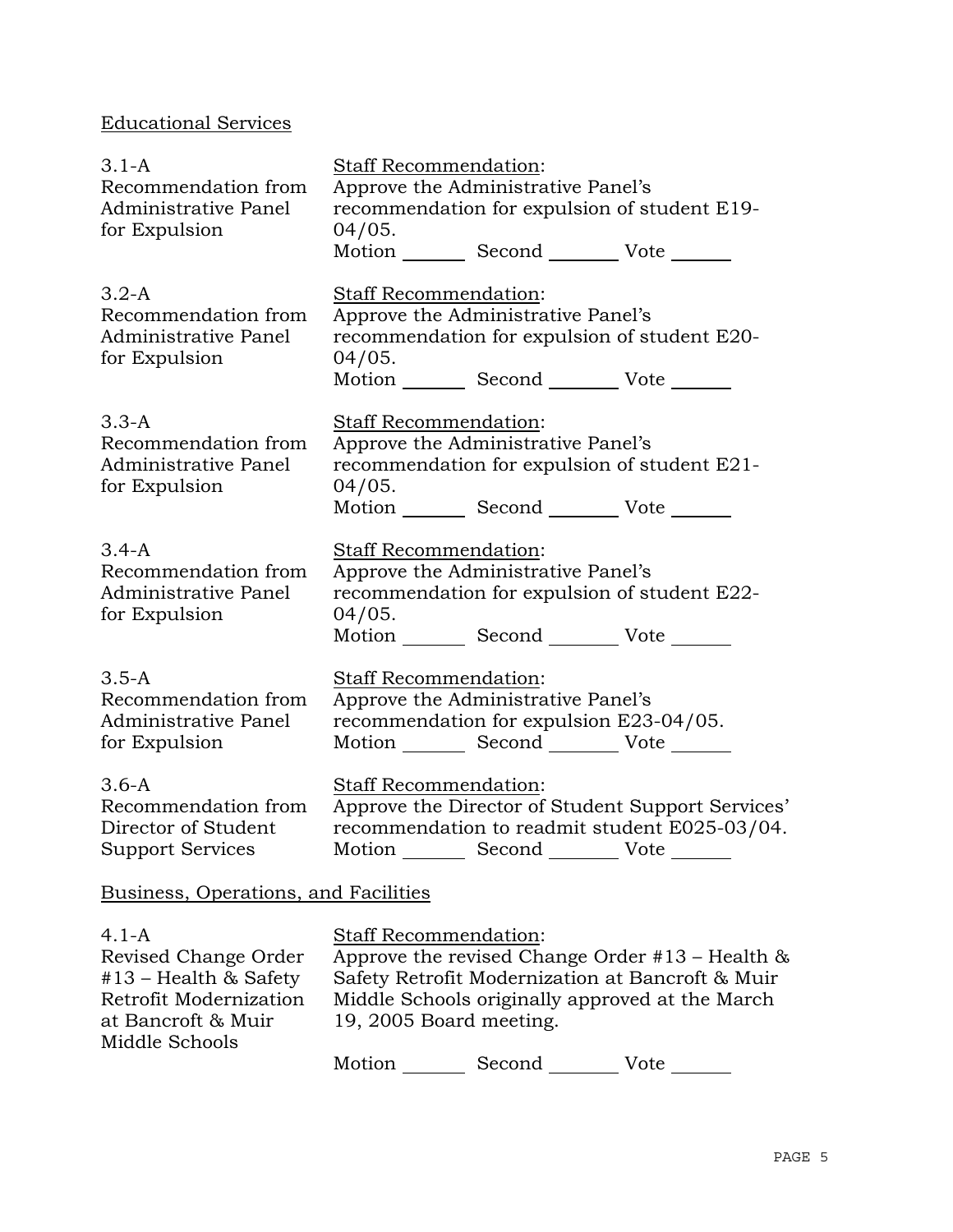Educational Services

| | |
|---|---|
| 3.1-A<br>Recommendation from Administrative Panel for Expulsion | Staff Recommendation:<br>Approve the Administrative Panel's recommendation for expulsion of student E19-04/05.<br>Motion _______ Second _______ Vote _______ |
| 3.2-A<br>Recommendation from Administrative Panel for Expulsion | Staff Recommendation:<br>Approve the Administrative Panel's recommendation for expulsion of student E20-04/05.<br>Motion _______ Second _______ Vote _______ |
| 3.3-A<br>Recommendation from Administrative Panel for Expulsion | Staff Recommendation:<br>Approve the Administrative Panel's recommendation for expulsion of student E21-04/05.<br>Motion _______ Second _______ Vote _______ |
| 3.4-A<br>Recommendation from Administrative Panel for Expulsion | Staff Recommendation:<br>Approve the Administrative Panel's recommendation for expulsion of student E22-04/05.<br>Motion _______ Second _______ Vote _______ |
| 3.5-A<br>Recommendation from Administrative Panel for Expulsion | Staff Recommendation:<br>Approve the Administrative Panel's recommendation for expulsion E23-04/05.<br>Motion _______ Second _______ Vote _______ |
| 3.6-A<br>Recommendation from Director of Student Support Services | Staff Recommendation:<br>Approve the Director of Student Support Services' recommendation to readmit student E025-03/04.<br>Motion _______ Second _______ Vote _______ |

Business, Operations, and Facilities

| | |
|---|---|
| 4.1-A<br>Revised Change Order #13 – Health & Safety Retrofit Modernization at Bancroft & Muir Middle Schools | Staff Recommendation:<br>Approve the revised Change Order #13 – Health & Safety Retrofit Modernization at Bancroft & Muir Middle Schools originally approved at the March 19, 2005 Board meeting.<br>Motion _______ Second _______ Vote _______ |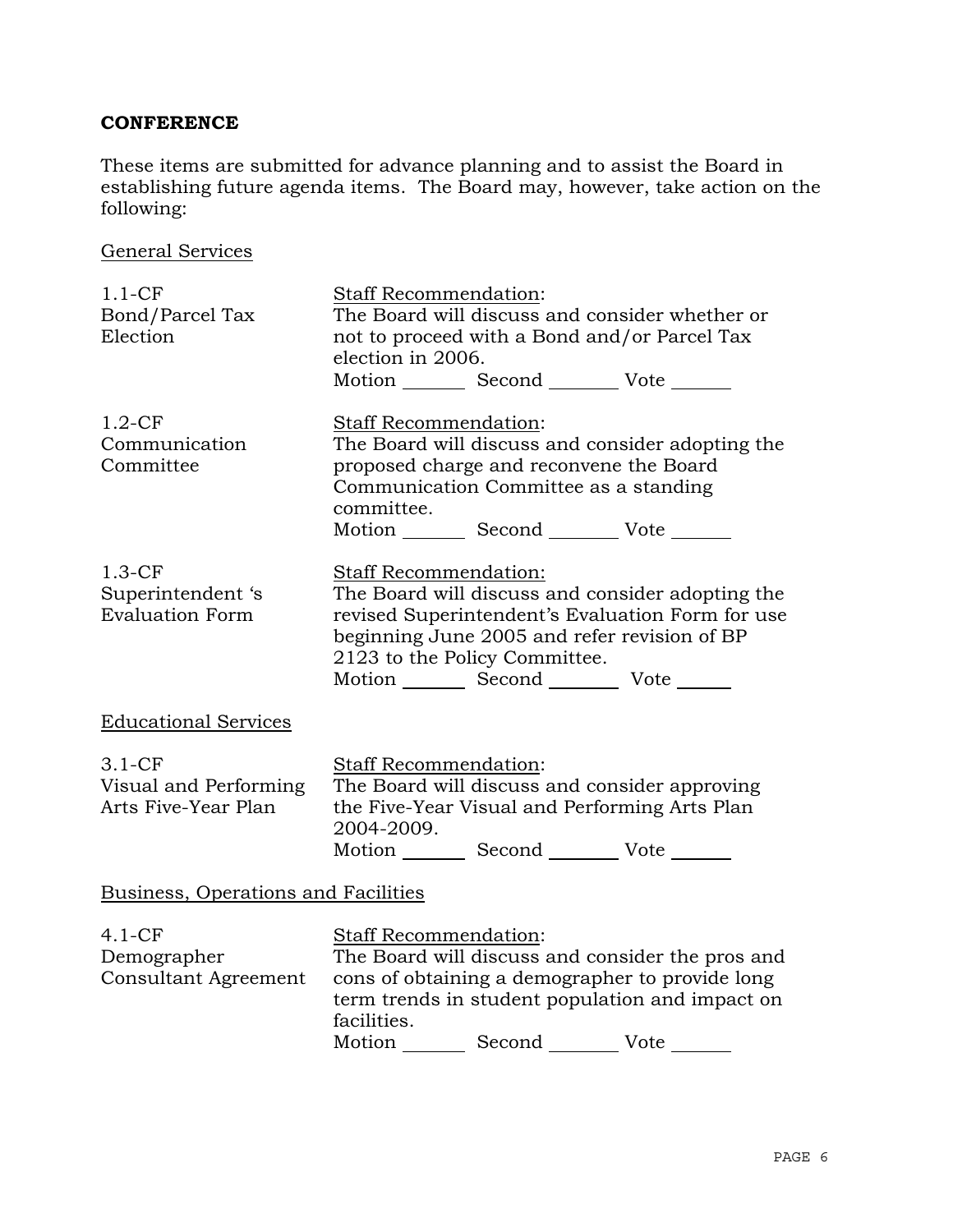## CONFERENCE

These items are submitted for advance planning and to assist the Board in establishing future agenda items. The Board may, however, take action on the following:

### General Services

| | |
|---|---|
| 1.1-CF<br>Bond/Parcel Tax Election | Staff Recommendation:<br>The Board will discuss and consider whether or not to proceed with a Bond and/or Parcel Tax election in 2006.<br>Motion \_\_\_\_\_\_ Second \_\_\_\_\_\_ Vote \_\_\_\_\_\_ |
| 1.2-CF<br>Communication Committee | Staff Recommendation:<br>The Board will discuss and consider adopting the proposed charge and reconvene the Board Communication Committee as a standing committee.<br>Motion \_\_\_\_\_\_ Second \_\_\_\_\_\_ Vote \_\_\_\_\_\_ |
| 1.3-CF<br>Superintendent 's Evaluation Form | Staff Recommendation:<br>The Board will discuss and consider adopting the revised Superintendent's Evaluation Form for use beginning June 2005 and refer revision of BP 2123 to the Policy Committee.<br>Motion \_\_\_\_\_\_ Second \_\_\_\_\_\_ Vote \_\_\_\_\_\_ |

### Educational Services

| | |
|---|---|
| 3.1-CF<br>Visual and Performing Arts Five-Year Plan | Staff Recommendation:<br>The Board will discuss and consider approving the Five-Year Visual and Performing Arts Plan 2004-2009.<br>Motion \_\_\_\_\_\_ Second \_\_\_\_\_\_ Vote \_\_\_\_\_\_ |

### Business, Operations and Facilities

| | |
|---|---|
| 4.1-CF<br>Demographer Consultant Agreement | Staff Recommendation:<br>The Board will discuss and consider the pros and cons of obtaining a demographer to provide long term trends in student population and impact on facilities.<br>Motion \_\_\_\_\_\_ Second \_\_\_\_\_\_ Vote \_\_\_\_\_\_ |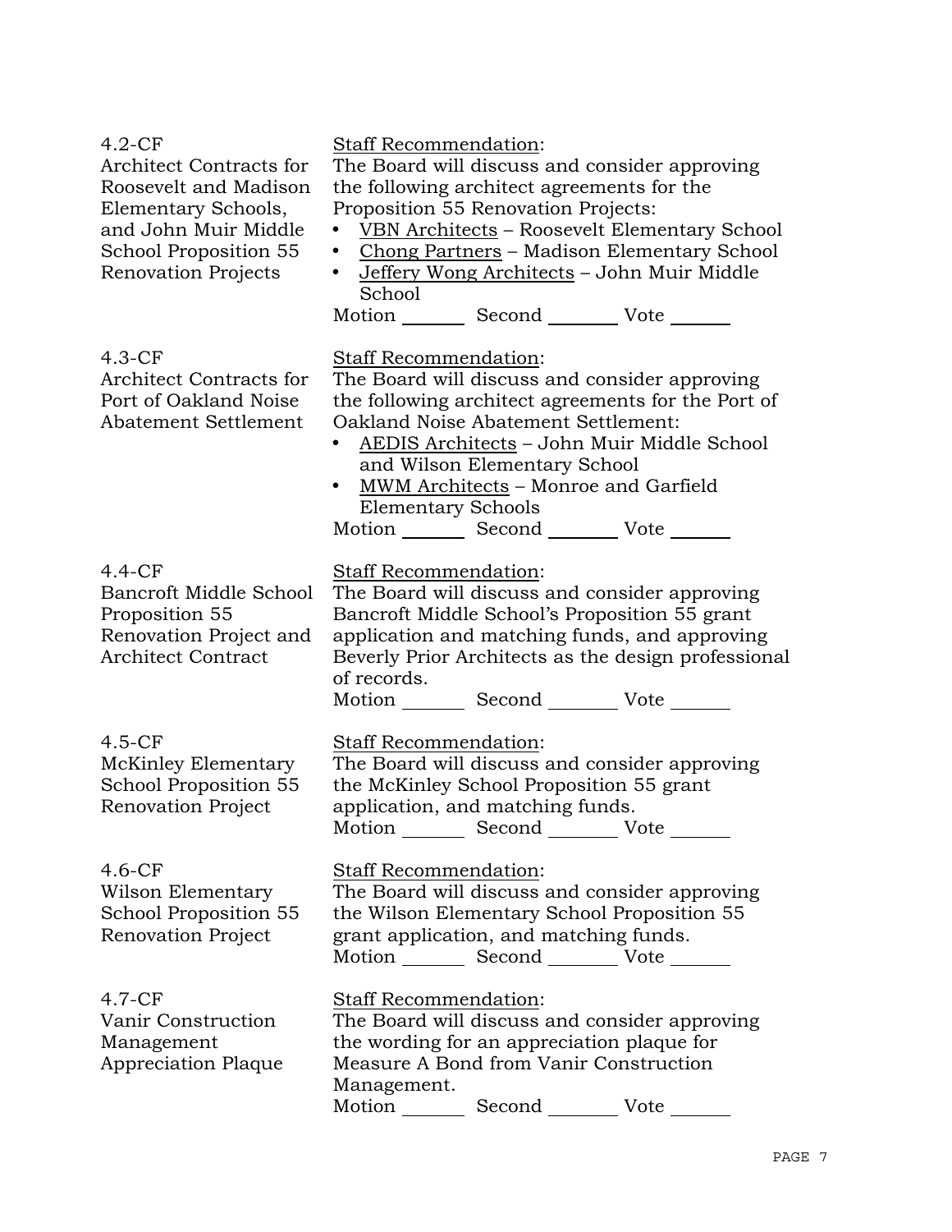4.2-CF
Architect Contracts for Roosevelt and Madison Elementary Schools, and John Muir Middle School Proposition 55 Renovation Projects

Staff Recommendation:
The Board will discuss and consider approving the following architect agreements for the Proposition 55 Renovation Projects:

- VBN Architects – Roosevelt Elementary School
- Chong Partners – Madison Elementary School
- Jeffery Wong Architects – John Muir Middle School

Motion _______ Second _______ Vote _______

4.3-CF
Architect Contracts for Port of Oakland Noise Abatement Settlement

Staff Recommendation:
The Board will discuss and consider approving the following architect agreements for the Port of Oakland Noise Abatement Settlement:

- AEDIS Architects – John Muir Middle School and Wilson Elementary School
- MWM Architects – Monroe and Garfield Elementary Schools

Motion _______ Second _______ Vote _______

4.4-CF
Bancroft Middle School Proposition 55 Renovation Project and Architect Contract

Staff Recommendation:
The Board will discuss and consider approving Bancroft Middle School's Proposition 55 grant application and matching funds, and approving Beverly Prior Architects as the design professional of records.

Motion _______ Second _______ Vote _______

4.5-CF
McKinley Elementary School Proposition 55 Renovation Project

Staff Recommendation:
The Board will discuss and consider approving the McKinley School Proposition 55 grant application, and matching funds.

Motion _______ Second _______ Vote _______

4.6-CF
Wilson Elementary School Proposition 55 Renovation Project

Staff Recommendation:
The Board will discuss and consider approving the Wilson Elementary School Proposition 55 grant application, and matching funds.

Motion _______ Second _______ Vote _______

4.7-CF
Vanir Construction Management Appreciation Plaque

Staff Recommendation:
The Board will discuss and consider approving the wording for an appreciation plaque for Measure A Bond from Vanir Construction Management.

Motion _______ Second _______ Vote _______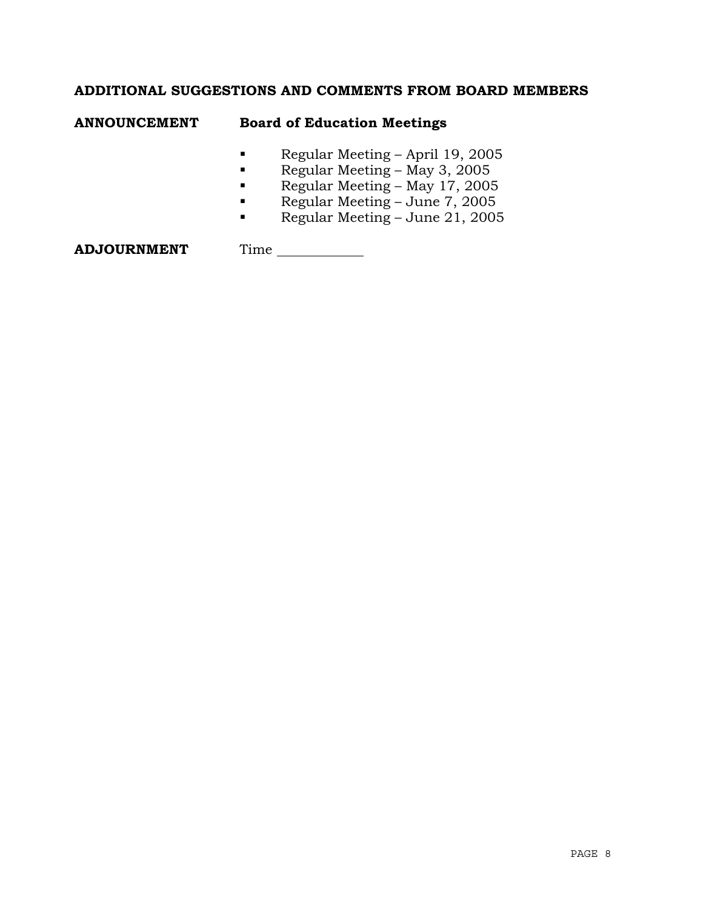**ADDITIONAL SUGGESTIONS AND COMMENTS FROM BOARD MEMBERS**

**ANNOUNCEMENT** **Board of Education Meetings**

- Regular Meeting – April 19, 2005
- Regular Meeting – May 3, 2005
- Regular Meeting – May 17, 2005
- Regular Meeting – June 7, 2005
- Regular Meeting – June 21, 2005

**ADJOURNMENT** Time ____________